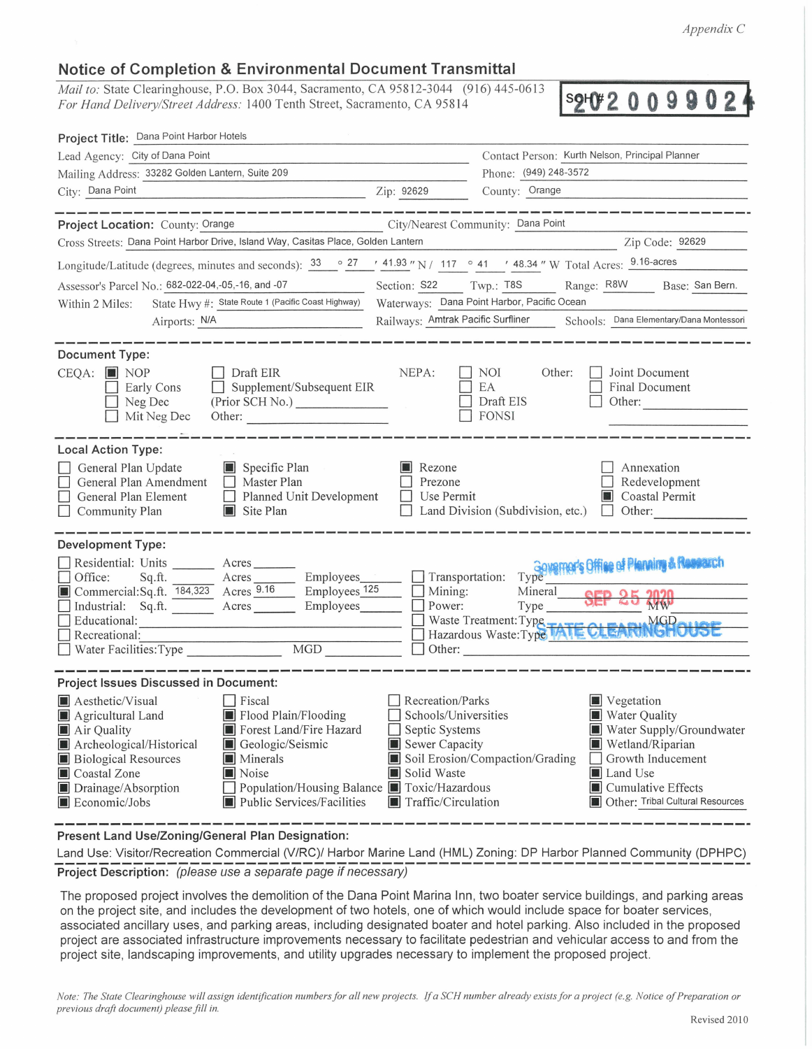*Appendix C*

## Notice of Completion & Environmental Document Transmittal

*Mail to:* State Clearinghouse, P.O. Box 3044, Sacramento, CA 95812-3044 (916) 445-0613
*For Hand Delivery/Street Address:* 1400 Tenth Street, Sacramento, CA 95814

SCH # 2020090224

**Project Title:** Dana Point Harbor Hotels

Lead Agency: City of Dana Point — Contact Person: Kurth Nelson, Principal Planner
Mailing Address: 33282 Golden Lantern, Suite 209 — Phone: (949) 248-3572
City: Dana Point — Zip: 92629 — County: Orange

---

**Project Location:** County: Orange — City/Nearest Community: Dana Point
Cross Streets: Dana Point Harbor Drive, Island Way, Casitas Place, Golden Lantern — Zip Code: 92629
Longitude/Latitude (degrees, minutes and seconds): 33 ° 27 ′ 41.93 ″ N / 117 ° 41 ′ 48.34 ″ W Total Acres: 9.16-acres
Assessor's Parcel No.: 682-022-04,-05,-16, and -07 — Section: S22 — Twp.: T8S — Range: R8W — Base: San Bern.
Within 2 Miles: State Hwy #: State Route 1 (Pacific Coast Highway) — Waterways: Dana Point Harbor, Pacific Ocean
Airports: N/A — Railways: Amtrak Pacific Surfliner — Schools: Dana Elementary/Dana Montessori

---

**Document Type:**

CEQA: ☒ NOP ☐ Early Cons ☐ Neg Dec ☐ Mit Neg Dec ☐ Draft EIR ☐ Supplement/Subsequent EIR (Prior SCH No.) ______ Other: ______

NEPA: ☐ NOI ☐ EA ☐ Draft EIS ☐ FONSI

Other: ☐ Joint Document ☐ Final Document ☐ Other: ______

---

**Local Action Type:**

☐ General Plan Update ☐ General Plan Amendment ☐ General Plan Element ☐ Community Plan
☒ Specific Plan ☐ Master Plan ☐ Planned Unit Development ☒ Site Plan
☒ Rezone ☐ Prezone ☐ Use Permit ☐ Land Division (Subdivision, etc.)
☐ Annexation ☐ Redevelopment ☒ Coastal Permit ☐ Other: ______

---

**Development Type:**

☐ Residential: Units ______ Acres ______
☐ Office: Sq.ft. ______ Acres ______ Employees ______
☒ Commercial: Sq.ft. 184,323 Acres 9.16 Employees 125
☐ Industrial: Sq.ft. ______ Acres ______ Employees ______
☐ Educational: ______
☐ Recreational: ______
☐ Water Facilities: Type ______ MGD ______
☐ Transportation: Type ______
☐ Mining: Mineral ______
☐ Power: Type ______ MW ______
☐ Waste Treatment: Type ______ MGD ______
☐ Hazardous Waste: Type ______
☐ Other: ______

Governor's Office of Planning & Research
SEP 25 2020
STATE CLEARINGHOUSE

---

**Project Issues Discussed in Document:**

☒ Aesthetic/Visual
☒ Agricultural Land
☒ Air Quality
☒ Archeological/Historical
☒ Biological Resources
☒ Coastal Zone
☒ Drainage/Absorption
☒ Economic/Jobs
☐ Fiscal
☒ Flood Plain/Flooding
☒ Forest Land/Fire Hazard
☒ Geologic/Seismic
☒ Minerals
☒ Noise
☐ Population/Housing Balance
☒ Public Services/Facilities
☐ Recreation/Parks
☐ Schools/Universities
☐ Septic Systems
☒ Sewer Capacity
☒ Soil Erosion/Compaction/Grading
☒ Solid Waste
☒ Toxic/Hazardous
☒ Traffic/Circulation
☒ Vegetation
☒ Water Quality
☒ Water Supply/Groundwater
☒ Wetland/Riparian
☐ Growth Inducement
☒ Land Use
☒ Cumulative Effects
☒ Other: Tribal Cultural Resources

---

**Present Land Use/Zoning/General Plan Designation:**

Land Use: Visitor/Recreation Commercial (V/RC)/ Harbor Marine Land (HML) Zoning: DP Harbor Planned Community (DPHPC)

**Project Description:** *(please use a separate page if necessary)*

The proposed project involves the demolition of the Dana Point Marina Inn, two boater service buildings, and parking areas on the project site, and includes the development of two hotels, one of which would include space for boater services, associated ancillary uses, and parking areas, including designated boater and hotel parking. Also included in the proposed project are associated infrastructure improvements necessary to facilitate pedestrian and vehicular access to and from the project site, landscaping improvements, and utility upgrades necessary to implement the proposed project.

*Note: The State Clearinghouse will assign identification numbers for all new projects. If a SCH number already exists for a project (e.g. Notice of Preparation or previous draft document) please fill in.*

Revised 2010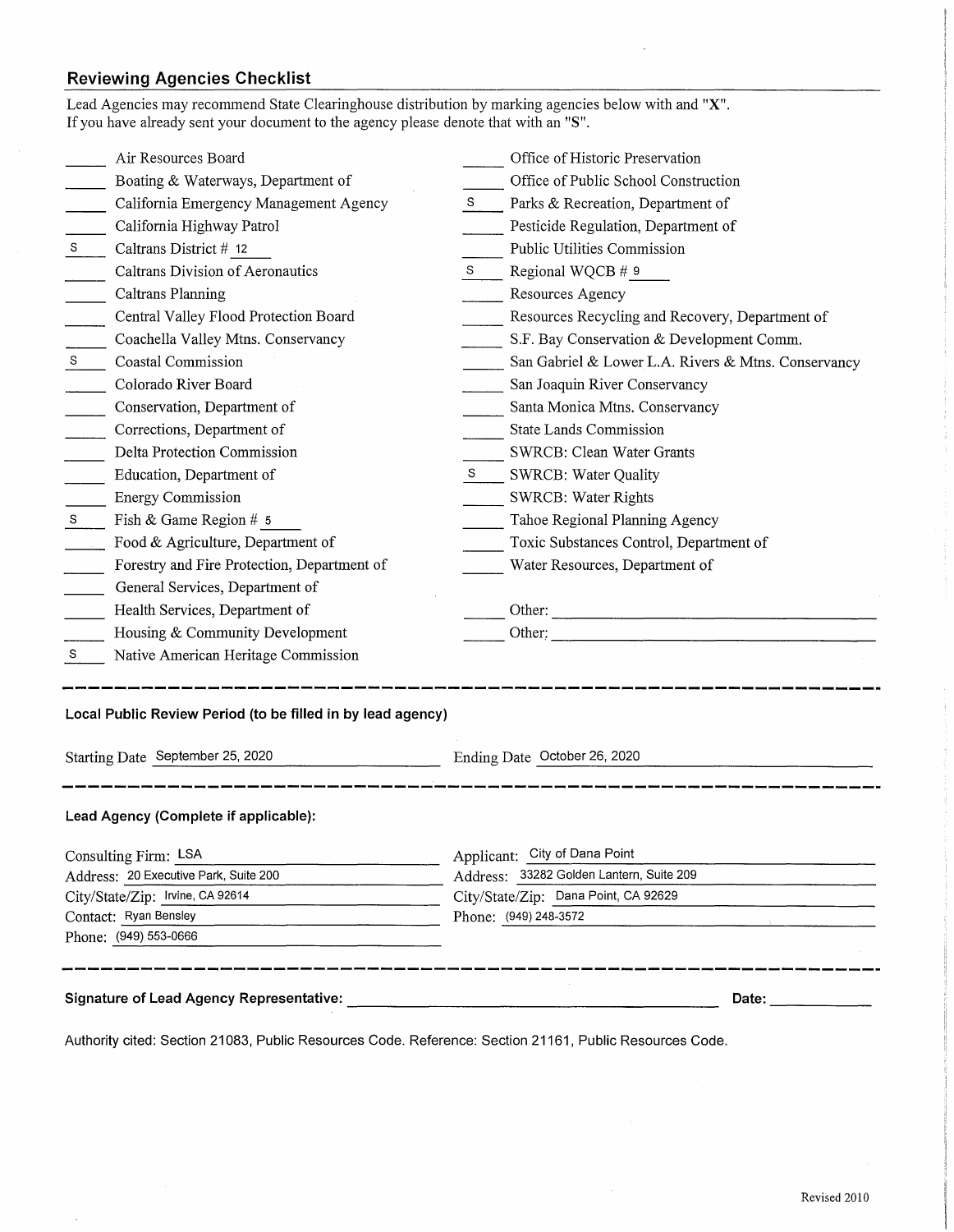## Reviewing Agencies Checklist

Lead Agencies may recommend State Clearinghouse distribution by marking agencies below with and "X".
If you have already sent your document to the agency please denote that with an "S".

| | | | |
|---|---|---|---|
| _____ | Air Resources Board | _____ | Office of Historic Preservation |
| _____ | Boating & Waterways, Department of | _____ | Office of Public School Construction |
| _____ | California Emergency Management Agency | S | Parks & Recreation, Department of |
| _____ | California Highway Patrol | _____ | Pesticide Regulation, Department of |
| S | Caltrans District # 12 | _____ | Public Utilities Commission |
| _____ | Caltrans Division of Aeronautics | S | Regional WQCB # 9 |
| _____ | Caltrans Planning | _____ | Resources Agency |
| _____ | Central Valley Flood Protection Board | _____ | Resources Recycling and Recovery, Department of |
| _____ | Coachella Valley Mtns. Conservancy | _____ | S.F. Bay Conservation & Development Comm. |
| S | Coastal Commission | _____ | San Gabriel & Lower L.A. Rivers & Mtns. Conservancy |
| _____ | Colorado River Board | _____ | San Joaquin River Conservancy |
| _____ | Conservation, Department of | _____ | Santa Monica Mtns. Conservancy |
| _____ | Corrections, Department of | _____ | State Lands Commission |
| _____ | Delta Protection Commission | _____ | SWRCB: Clean Water Grants |
| _____ | Education, Department of | S | SWRCB: Water Quality |
| _____ | Energy Commission | _____ | SWRCB: Water Rights |
| S | Fish & Game Region # 5 | _____ | Tahoe Regional Planning Agency |
| _____ | Food & Agriculture, Department of | _____ | Toxic Substances Control, Department of |
| _____ | Forestry and Fire Protection, Department of | _____ | Water Resources, Department of |
| _____ | General Services, Department of | | |
| _____ | Health Services, Department of | _____ | Other: _____ |
| _____ | Housing & Community Development | _____ | Other: _____ |
| S | Native American Heritage Commission | | |

---

**Local Public Review Period (to be filled in by lead agency)**

Starting Date September 25, 2020 Ending Date October 26, 2020

---

**Lead Agency (Complete if applicable):**

Consulting Firm: LSA
Address: 20 Executive Park, Suite 200
City/State/Zip: Irvine, CA 92614
Contact: Ryan Bensley
Phone: (949) 553-0666

Applicant: City of Dana Point
Address: 33282 Golden Lantern, Suite 209
City/State/Zip: Dana Point, CA 92629
Phone: (949) 248-3572

---

**Signature of Lead Agency Representative:** _______________ **Date:** _______

Authority cited: Section 21083, Public Resources Code. Reference: Section 21161, Public Resources Code.

Revised 2010